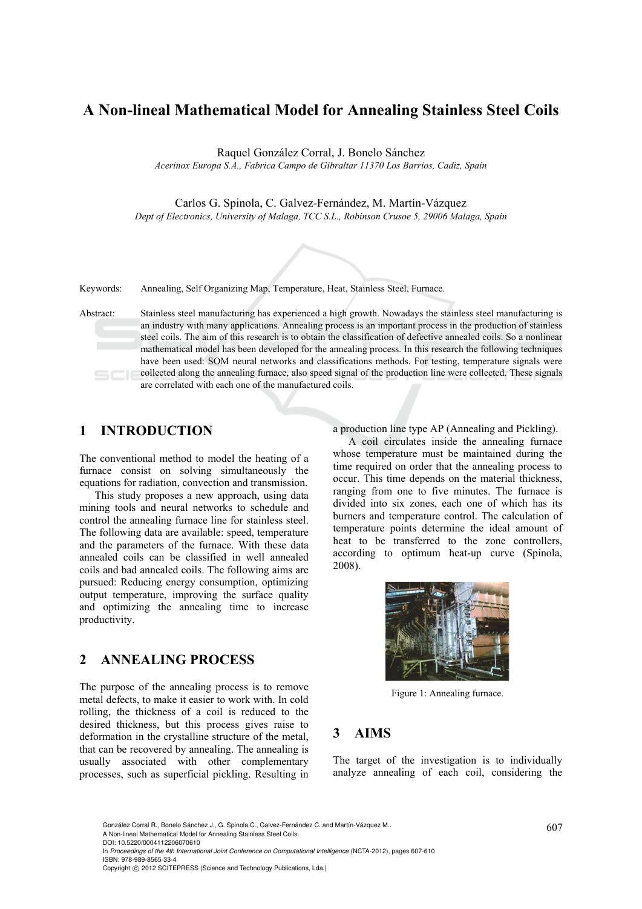# A Non-lineal Mathematical Model for Annealing Stainless Steel Coils

Raquel González Corral, J. Bonelo Sánchez
*Acerinox Europa S.A., Fabrica Campo de Gibraltar 11370 Los Barrios, Cadiz, Spain*

Carlos G. Spinola, C. Galvez-Fernández, M. Martín-Vázquez
*Dept of Electronics, University of Malaga, TCC S.L., Robinson Crusoe 5, 29006 Malaga, Spain*

Keywords: Annealing, Self Organizing Map, Temperature, Heat, Stainless Steel, Furnace.

Abstract: Stainless steel manufacturing has experienced a high growth. Nowadays the stainless steel manufacturing is an industry with many applications. Annealing process is an important process in the production of stainless steel coils. The aim of this research is to obtain the classification of defective annealed coils. So a nonlinear mathematical model has been developed for the annealing process. In this research the following techniques have been used: SOM neural networks and classifications methods. For testing, temperature signals were collected along the annealing furnace, also speed signal of the production line were collected. These signals are correlated with each one of the manufactured coils.

## 1 INTRODUCTION

The conventional method to model the heating of a furnace consist on solving simultaneously the equations for radiation, convection and transmission.

This study proposes a new approach, using data mining tools and neural networks to schedule and control the annealing furnace line for stainless steel. The following data are available: speed, temperature and the parameters of the furnace. With these data annealed coils can be classified in well annealed coils and bad annealed coils. The following aims are pursued: Reducing energy consumption, optimizing output temperature, improving the surface quality and optimizing the annealing time to increase productivity.

## 2 ANNEALING PROCESS

The purpose of the annealing process is to remove metal defects, to make it easier to work with. In cold rolling, the thickness of a coil is reduced to the desired thickness, but this process gives raise to deformation in the crystalline structure of the metal, that can be recovered by annealing. The annealing is usually associated with other complementary processes, such as superficial pickling. Resulting in a production line type AP (Annealing and Pickling).

A coil circulates inside the annealing furnace whose temperature must be maintained during the time required on order that the annealing process to occur. This time depends on the material thickness, ranging from one to five minutes. The furnace is divided into six zones, each one of which has its burners and temperature control. The calculation of temperature points determine the ideal amount of heat to be transferred to the zone controllers, according to optimum heat-up curve (Spinola, 2008).

Figure 1: Annealing furnace.

## 3 AIMS

The target of the investigation is to individually analyze annealing of each coil, considering the

González Corral R., Bonelo Sánchez J., G. Spinola C., Galvez-Fernández C. and Martín-Vázquez M..
A Non-lineal Mathematical Model for Annealing Stainless Steel Coils.
DOI: 10.5220/0004112206070610
In *Proceedings of the 4th International Joint Conference on Computational Intelligence* (NCTA-2012), pages 607-610
ISBN: 978-989-8565-33-4
Copyright © 2012 SCITEPRESS (Science and Technology Publications, Lda.)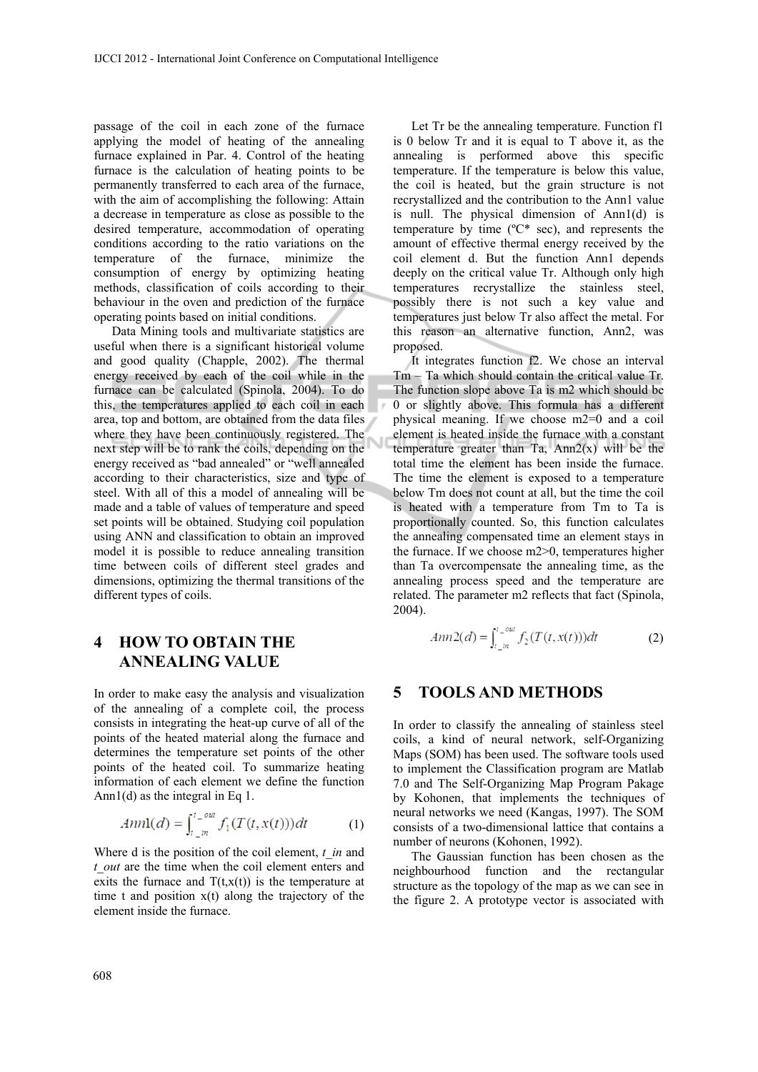passage of the coil in each zone of the furnace applying the model of heating of the annealing furnace explained in Par. 4. Control of the heating furnace is the calculation of heating points to be permanently transferred to each area of the furnace, with the aim of accomplishing the following: Attain a decrease in temperature as close as possible to the desired temperature, accommodation of operating conditions according to the ratio variations on the temperature of the furnace, minimize the consumption of energy by optimizing heating methods, classification of coils according to their behaviour in the oven and prediction of the furnace operating points based on initial conditions.

Data Mining tools and multivariate statistics are useful when there is a significant historical volume and good quality (Chapple, 2002). The thermal energy received by each of the coil while in the furnace can be calculated (Spinola, 2004). To do this, the temperatures applied to each coil in each area, top and bottom, are obtained from the data files where they have been continuously registered. The next step will be to rank the coils, depending on the energy received as "bad annealed" or "well annealed according to their characteristics, size and type of steel. With all of this a model of annealing will be made and a table of values of temperature and speed set points will be obtained. Studying coil population using ANN and classification to obtain an improved model it is possible to reduce annealing transition time between coils of different steel grades and dimensions, optimizing the thermal transitions of the different types of coils.

## 4 HOW TO OBTAIN THE ANNEALING VALUE

In order to make easy the analysis and visualization of the annealing of a complete coil, the process consists in integrating the heat-up curve of all of the points of the heated material along the furnace and determines the temperature set points of the other points of the heated coil. To summarize heating information of each element we define the function Ann1(d) as the integral in Eq 1.

$$Ann1(d) = \int_{t\_in}^{t\_out} f_1(T(t, x(t)))dt \tag{1}$$

Where d is the position of the coil element, *t_in* and *t_out* are the time when the coil element enters and exits the furnace and T(t,x(t)) is the temperature at time t and position x(t) along the trajectory of the element inside the furnace.

Let Tr be the annealing temperature. Function f1 is 0 below Tr and it is equal to T above it, as the annealing is performed above this specific temperature. If the temperature is below this value, the coil is heated, but the grain structure is not recrystallized and the contribution to the Ann1 value is null. The physical dimension of Ann1(d) is temperature by time (ºC* sec), and represents the amount of effective thermal energy received by the coil element d. But the function Ann1 depends deeply on the critical value Tr. Although only high temperatures recrystallize the stainless steel, possibly there is not such a key value and temperatures just below Tr also affect the metal. For this reason an alternative function, Ann2, was proposed.

It integrates function f2. We chose an interval Tm – Ta which should contain the critical value Tr. The function slope above Ta is m2 which should be 0 or slightly above. This formula has a different physical meaning. If we choose m2=0 and a coil element is heated inside the furnace with a constant temperature greater than Ta, Ann2(x) will be the total time the element has been inside the furnace. The time the element is exposed to a temperature below Tm does not count at all, but the time the coil is heated with a temperature from Tm to Ta is proportionally counted. So, this function calculates the annealing compensated time an element stays in the furnace. If we choose m2>0, temperatures higher than Ta overcompensate the annealing time, as the annealing process speed and the temperature are related. The parameter m2 reflects that fact (Spinola, 2004).

$$Ann2(d) = \int_{t\_in}^{t\_out} f_2(T(t, x(t)))dt \tag{2}$$

## 5 TOOLS AND METHODS

In order to classify the annealing of stainless steel coils, a kind of neural network, self-Organizing Maps (SOM) has been used. The software tools used to implement the Classification program are Matlab 7.0 and The Self-Organizing Map Program Pakage by Kohonen, that implements the techniques of neural networks we need (Kangas, 1997). The SOM consists of a two-dimensional lattice that contains a number of neurons (Kohonen, 1992).

The Gaussian function has been chosen as the neighbourhood function and the rectangular structure as the topology of the map as we can see in the figure 2. A prototype vector is associated with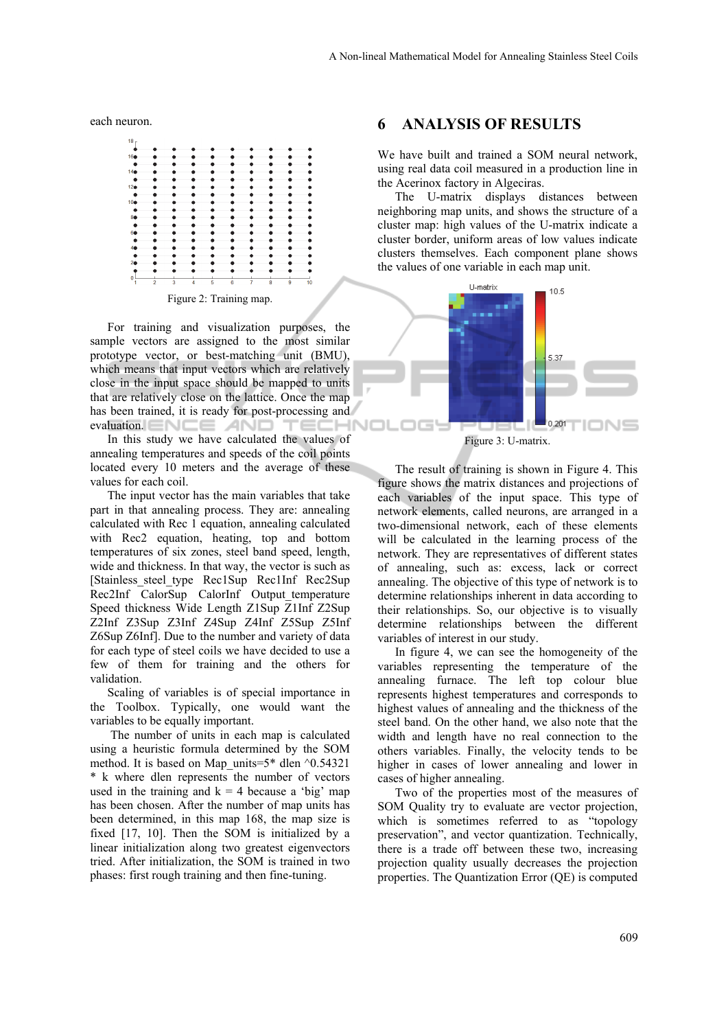each neuron.

Figure 2: Training map.

For training and visualization purposes, the sample vectors are assigned to the most similar prototype vector, or best-matching unit (BMU), which means that input vectors which are relatively close in the input space should be mapped to units that are relatively close on the lattice. Once the map has been trained, it is ready for post-processing and evaluation.

In this study we have calculated the values of annealing temperatures and speeds of the coil points located every 10 meters and the average of these values for each coil.

The input vector has the main variables that take part in that annealing process. They are: annealing calculated with Rec 1 equation, annealing calculated with Rec2 equation, heating, top and bottom temperatures of six zones, steel band speed, length, wide and thickness. In that way, the vector is such as [Stainless_steel_type Rec1Sup Rec1Inf Rec2Sup Rec2Inf CalorSup CalorInf Output_temperature Speed thickness Wide Length Z1Sup Z1Inf Z2Sup Z2Inf Z3Sup Z3Inf Z4Sup Z4Inf Z5Sup Z5Inf Z6Sup Z6Inf]. Due to the number and variety of data for each type of steel coils we have decided to use a few of them for training and the others for validation.

Scaling of variables is of special importance in the Toolbox. Typically, one would want the variables to be equally important.

The number of units in each map is calculated using a heuristic formula determined by the SOM method. It is based on Map_units=5* dlen ^0.54321 * k where dlen represents the number of vectors used in the training and k = 4 because a 'big' map has been chosen. After the number of map units has been determined, in this map 168, the map size is fixed [17, 10]. Then the SOM is initialized by a linear initialization along two greatest eigenvectors tried. After initialization, the SOM is trained in two phases: first rough training and then fine-tuning.

## 6 ANALYSIS OF RESULTS

We have built and trained a SOM neural network, using real data coil measured in a production line in the Acerinox factory in Algeciras.

The U-matrix displays distances between neighboring map units, and shows the structure of a cluster map: high values of the U-matrix indicate a cluster border, uniform areas of low values indicate clusters themselves. Each component plane shows the values of one variable in each map unit.

Figure 3: U-matrix.

The result of training is shown in Figure 4. This figure shows the matrix distances and projections of each variables of the input space. This type of network elements, called neurons, are arranged in a two-dimensional network, each of these elements will be calculated in the learning process of the network. They are representatives of different states of annealing, such as: excess, lack or correct annealing. The objective of this type of network is to determine relationships inherent in data according to their relationships. So, our objective is to visually determine relationships between the different variables of interest in our study.

In figure 4, we can see the homogeneity of the variables representing the temperature of the annealing furnace. The left top colour blue represents highest temperatures and corresponds to highest values of annealing and the thickness of the steel band. On the other hand, we also note that the width and length have no real connection to the others variables. Finally, the velocity tends to be higher in cases of lower annealing and lower in cases of higher annealing.

Two of the properties most of the measures of SOM Quality try to evaluate are vector projection, which is sometimes referred to as "topology preservation", and vector quantization. Technically, there is a trade off between these two, increasing projection quality usually decreases the projection properties. The Quantization Error (QE) is computed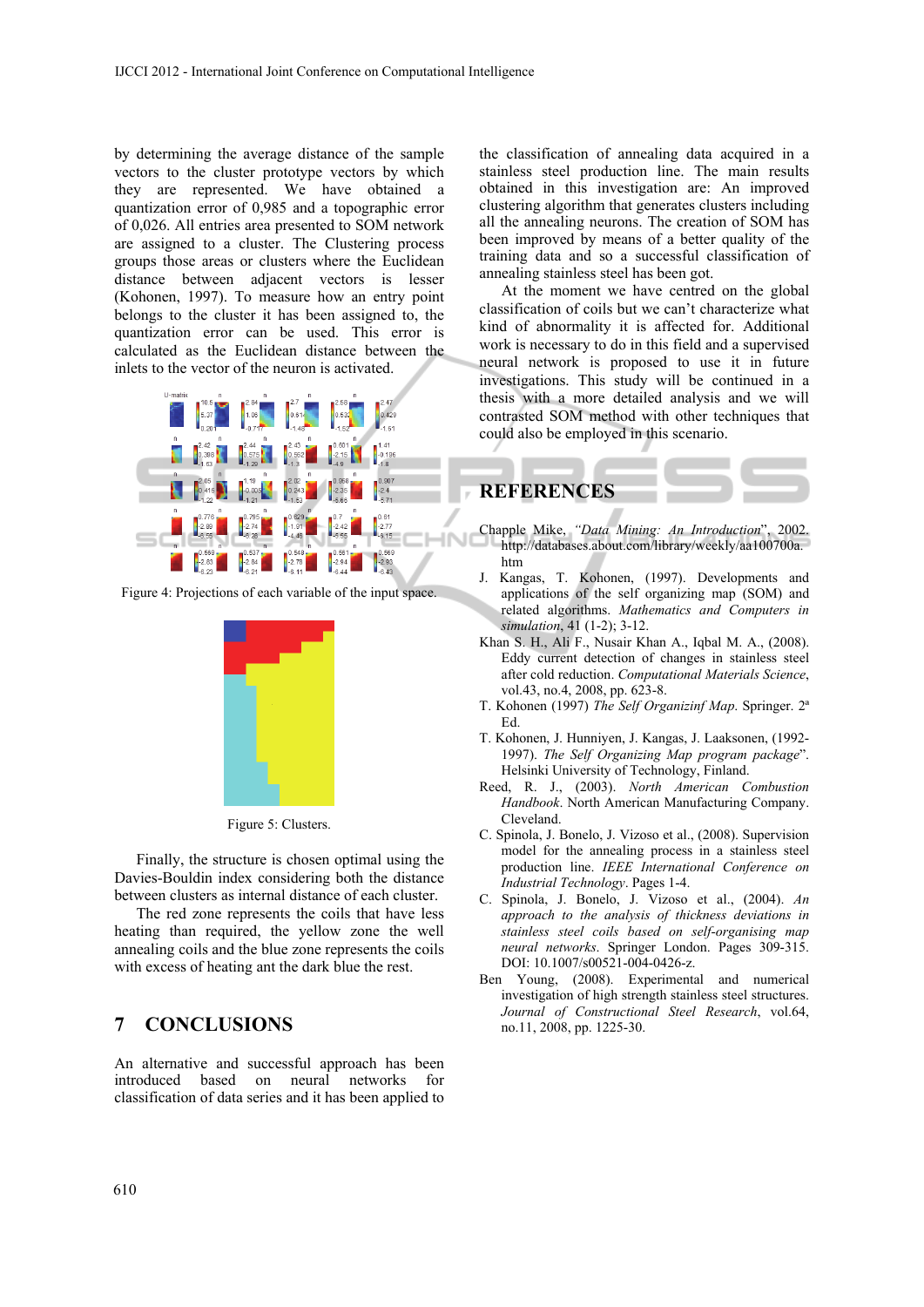by determining the average distance of the sample vectors to the cluster prototype vectors by which they are represented. We have obtained a quantization error of 0,985 and a topographic error of 0,026. All entries area presented to SOM network are assigned to a cluster. The Clustering process groups those areas or clusters where the Euclidean distance between adjacent vectors is lesser (Kohonen, 1997). To measure how an entry point belongs to the cluster it has been assigned to, the quantization error can be used. This error is calculated as the Euclidean distance between the inlets to the vector of the neuron is activated.

Figure 4: Projections of each variable of the input space.

Figure 5: Clusters.

Finally, the structure is chosen optimal using the Davies-Bouldin index considering both the distance between clusters as internal distance of each cluster.

The red zone represents the coils that have less heating than required, the yellow zone the well annealing coils and the blue zone represents the coils with excess of heating ant the dark blue the rest.

## 7 CONCLUSIONS

An alternative and successful approach has been introduced based on neural networks for classification of data series and it has been applied to the classification of annealing data acquired in a stainless steel production line. The main results obtained in this investigation are: An improved clustering algorithm that generates clusters including all the annealing neurons. The creation of SOM has been improved by means of a better quality of the training data and so a successful classification of annealing stainless steel has been got.

At the moment we have centred on the global classification of coils but we can't characterize what kind of abnormality it is affected for. Additional work is necessary to do in this field and a supervised neural network is proposed to use it in future investigations. This study will be continued in a thesis with a more detailed analysis and we will contrasted SOM method with other techniques that could also be employed in this scenario.

## REFERENCES

Chapple Mike, *"Data Mining: An Introduction"*, 2002. http://databases.about.com/library/weekly/aa100700a.htm

J. Kangas, T. Kohonen, (1997). Developments and applications of the self organizing map (SOM) and related algorithms. *Mathematics and Computers in simulation*, 41 (1-2); 3-12.

Khan S. H., Ali F., Nusair Khan A., Iqbal M. A., (2008). Eddy current detection of changes in stainless steel after cold reduction. *Computational Materials Science*, vol.43, no.4, 2008, pp. 623-8.

T. Kohonen (1997) *The Self Organizinf Map*. Springer. 2ª Ed.

T. Kohonen, J. Hunniyen, J. Kangas, J. Laaksonen, (1992-1997). *The Self Organizing Map program package*". Helsinki University of Technology, Finland.

Reed, R. J., (2003). *North American Combustion Handbook*. North American Manufacturing Company. Cleveland.

C. Spinola, J. Bonelo, J. Vizoso et al., (2008). Supervision model for the annealing process in a stainless steel production line. *IEEE International Conference on Industrial Technology*. Pages 1-4.

C. Spinola, J. Bonelo, J. Vizoso et al., (2004). *An approach to the analysis of thickness deviations in stainless steel coils based on self-organising map neural networks*. Springer London. Pages 309-315. DOI: 10.1007/s00521-004-0426-z.

Ben Young, (2008). Experimental and numerical investigation of high strength stainless steel structures. *Journal of Constructional Steel Research*, vol.64, no.11, 2008, pp. 1225-30.